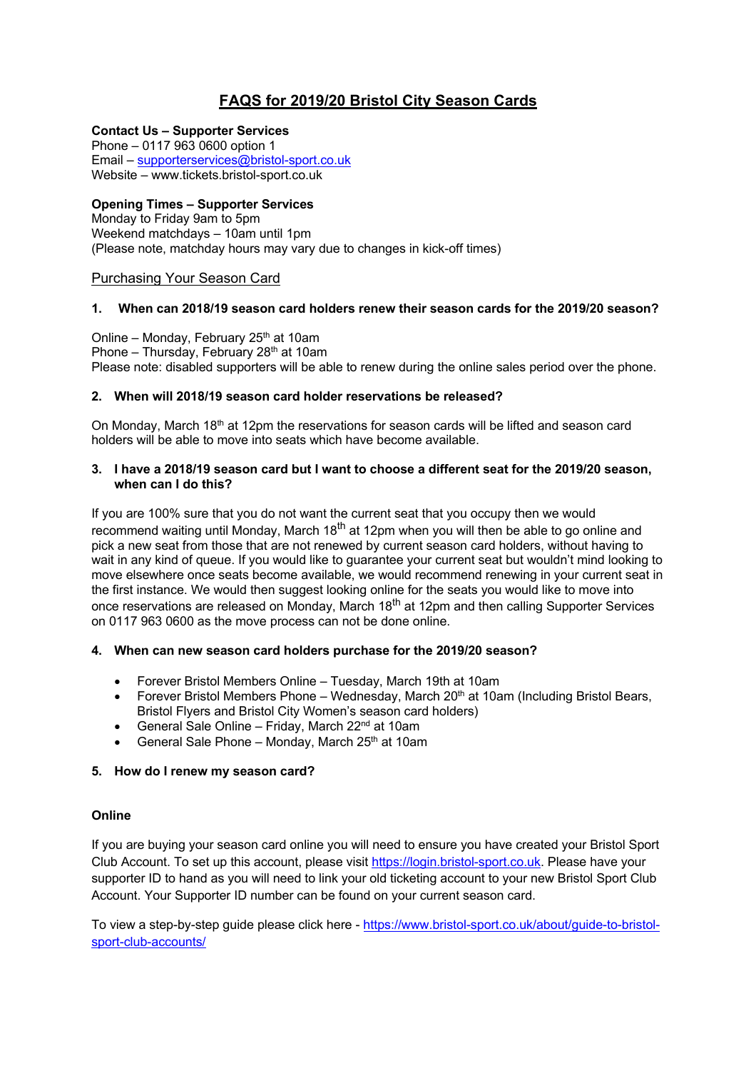# FAQS for 2019/20 Bristol City Season Cards

**Contact Us – Supporter Services**
Phone – 0117 963 0600 option 1
Email – supporterservices@bristol-sport.co.uk
Website – www.tickets.bristol-sport.co.uk

**Opening Times – Supporter Services**
Monday to Friday 9am to 5pm
Weekend matchdays – 10am until 1pm
(Please note, matchday hours may vary due to changes in kick-off times)

## Purchasing Your Season Card

### 1. When can 2018/19 season card holders renew their season cards for the 2019/20 season?

Online – Monday, February 25th at 10am
Phone – Thursday, February 28th at 10am
Please note: disabled supporters will be able to renew during the online sales period over the phone.

### 2. When will 2018/19 season card holder reservations be released?

On Monday, March 18th at 12pm the reservations for season cards will be lifted and season card holders will be able to move into seats which have become available.

### 3. I have a 2018/19 season card but I want to choose a different seat for the 2019/20 season, when can I do this?

If you are 100% sure that you do not want the current seat that you occupy then we would recommend waiting until Monday, March 18th at 12pm when you will then be able to go online and pick a new seat from those that are not renewed by current season card holders, without having to wait in any kind of queue. If you would like to guarantee your current seat but wouldn't mind looking to move elsewhere once seats become available, we would recommend renewing in your current seat in the first instance. We would then suggest looking online for the seats you would like to move into once reservations are released on Monday, March 18th at 12pm and then calling Supporter Services on 0117 963 0600 as the move process can not be done online.

### 4. When can new season card holders purchase for the 2019/20 season?

- Forever Bristol Members Online – Tuesday, March 19th at 10am
- Forever Bristol Members Phone – Wednesday, March 20th at 10am (Including Bristol Bears, Bristol Flyers and Bristol City Women's season card holders)
- General Sale Online – Friday, March 22nd at 10am
- General Sale Phone – Monday, March 25th at 10am

### 5. How do I renew my season card?

**Online**

If you are buying your season card online you will need to ensure you have created your Bristol Sport Club Account. To set up this account, please visit https://login.bristol-sport.co.uk. Please have your supporter ID to hand as you will need to link your old ticketing account to your new Bristol Sport Club Account. Your Supporter ID number can be found on your current season card.

To view a step-by-step guide please click here - https://www.bristol-sport.co.uk/about/guide-to-bristol-sport-club-accounts/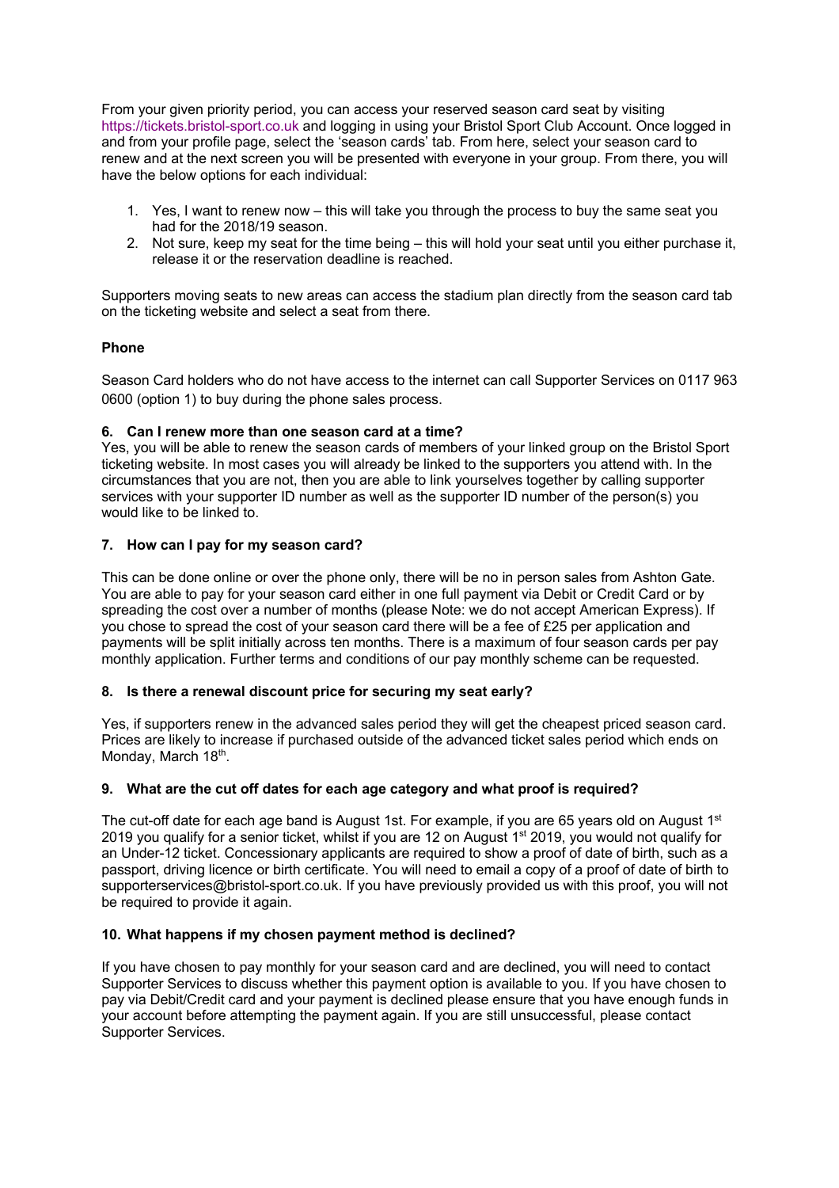From your given priority period, you can access your reserved season card seat by visiting https://tickets.bristol-sport.co.uk and logging in using your Bristol Sport Club Account. Once logged in and from your profile page, select the 'season cards' tab. From here, select your season card to renew and at the next screen you will be presented with everyone in your group. From there, you will have the below options for each individual:

1. Yes, I want to renew now – this will take you through the process to buy the same seat you had for the 2018/19 season.
2. Not sure, keep my seat for the time being – this will hold your seat until you either purchase it, release it or the reservation deadline is reached.

Supporters moving seats to new areas can access the stadium plan directly from the season card tab on the ticketing website and select a seat from there.

**Phone**

Season Card holders who do not have access to the internet can call Supporter Services on 0117 963 0600 (option 1) to buy during the phone sales process.

**6. Can I renew more than one season card at a time?**

Yes, you will be able to renew the season cards of members of your linked group on the Bristol Sport ticketing website. In most cases you will already be linked to the supporters you attend with. In the circumstances that you are not, then you are able to link yourselves together by calling supporter services with your supporter ID number as well as the supporter ID number of the person(s) you would like to be linked to.

**7. How can I pay for my season card?**

This can be done online or over the phone only, there will be no in person sales from Ashton Gate. You are able to pay for your season card either in one full payment via Debit or Credit Card or by spreading the cost over a number of months (please Note: we do not accept American Express). If you chose to spread the cost of your season card there will be a fee of £25 per application and payments will be split initially across ten months. There is a maximum of four season cards per pay monthly application. Further terms and conditions of our pay monthly scheme can be requested.

**8. Is there a renewal discount price for securing my seat early?**

Yes, if supporters renew in the advanced sales period they will get the cheapest priced season card. Prices are likely to increase if purchased outside of the advanced ticket sales period which ends on Monday, March 18th.

**9. What are the cut off dates for each age category and what proof is required?**

The cut-off date for each age band is August 1st. For example, if you are 65 years old on August 1st 2019 you qualify for a senior ticket, whilst if you are 12 on August 1st 2019, you would not qualify for an Under-12 ticket. Concessionary applicants are required to show a proof of date of birth, such as a passport, driving licence or birth certificate. You will need to email a copy of a proof of date of birth to supporterservices@bristol-sport.co.uk. If you have previously provided us with this proof, you will not be required to provide it again.

**10. What happens if my chosen payment method is declined?**

If you have chosen to pay monthly for your season card and are declined, you will need to contact Supporter Services to discuss whether this payment option is available to you. If you have chosen to pay via Debit/Credit card and your payment is declined please ensure that you have enough funds in your account before attempting the payment again. If you are still unsuccessful, please contact Supporter Services.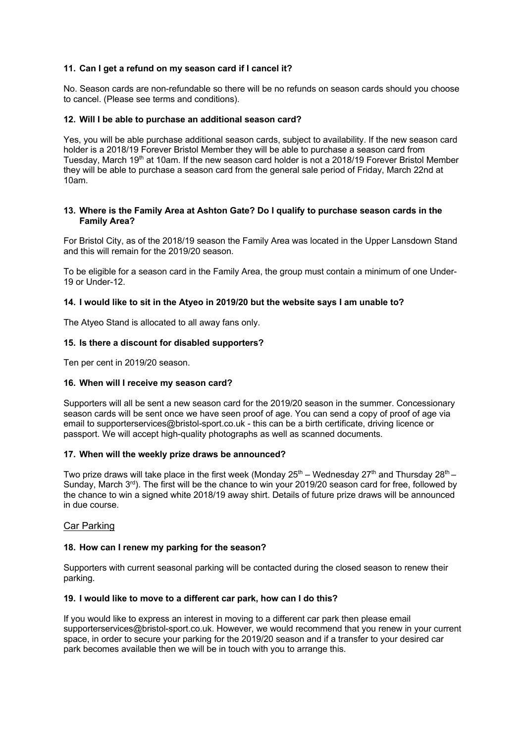### 11. Can I get a refund on my season card if I cancel it?

No. Season cards are non-refundable so there will be no refunds on season cards should you choose to cancel. (Please see terms and conditions).

### 12. Will I be able to purchase an additional season card?

Yes, you will be able purchase additional season cards, subject to availability. If the new season card holder is a 2018/19 Forever Bristol Member they will be able to purchase a season card from Tuesday, March 19th at 10am. If the new season card holder is not a 2018/19 Forever Bristol Member they will be able to purchase a season card from the general sale period of Friday, March 22nd at 10am.

### 13. Where is the Family Area at Ashton Gate? Do I qualify to purchase season cards in the Family Area?

For Bristol City, as of the 2018/19 season the Family Area was located in the Upper Lansdown Stand and this will remain for the 2019/20 season.

To be eligible for a season card in the Family Area, the group must contain a minimum of one Under-19 or Under-12.

### 14. I would like to sit in the Atyeo in 2019/20 but the website says I am unable to?

The Atyeo Stand is allocated to all away fans only.

### 15. Is there a discount for disabled supporters?

Ten per cent in 2019/20 season.

### 16. When will I receive my season card?

Supporters will all be sent a new season card for the 2019/20 season in the summer. Concessionary season cards will be sent once we have seen proof of age. You can send a copy of proof of age via email to supporterservices@bristol-sport.co.uk - this can be a birth certificate, driving licence or passport. We will accept high-quality photographs as well as scanned documents.

### 17. When will the weekly prize draws be announced?

Two prize draws will take place in the first week (Monday 25th – Wednesday 27th and Thursday 28th – Sunday, March 3rd). The first will be the chance to win your 2019/20 season card for free, followed by the chance to win a signed white 2018/19 away shirt. Details of future prize draws will be announced in due course.

## Car Parking

### 18. How can I renew my parking for the season?

Supporters with current seasonal parking will be contacted during the closed season to renew their parking.

### 19. I would like to move to a different car park, how can I do this?

If you would like to express an interest in moving to a different car park then please email supporterservices@bristol-sport.co.uk. However, we would recommend that you renew in your current space, in order to secure your parking for the 2019/20 season and if a transfer to your desired car park becomes available then we will be in touch with you to arrange this.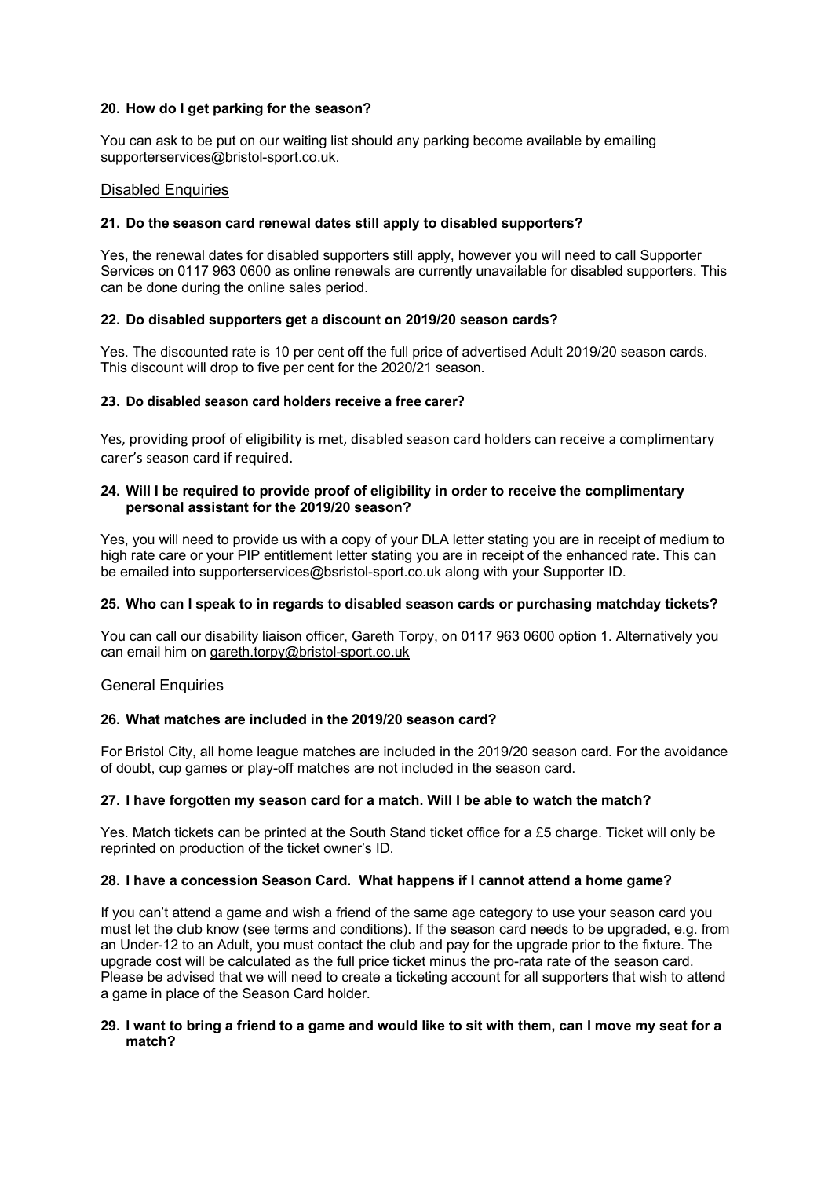### 20. How do I get parking for the season?

You can ask to be put on our waiting list should any parking become available by emailing supporterservices@bristol-sport.co.uk.

## Disabled Enquiries

### 21. Do the season card renewal dates still apply to disabled supporters?

Yes, the renewal dates for disabled supporters still apply, however you will need to call Supporter Services on 0117 963 0600 as online renewals are currently unavailable for disabled supporters. This can be done during the online sales period.

### 22. Do disabled supporters get a discount on 2019/20 season cards?

Yes. The discounted rate is 10 per cent off the full price of advertised Adult 2019/20 season cards. This discount will drop to five per cent for the 2020/21 season.

### 23. Do disabled season card holders receive a free carer?

Yes, providing proof of eligibility is met, disabled season card holders can receive a complimentary carer's season card if required.

### 24. Will I be required to provide proof of eligibility in order to receive the complimentary personal assistant for the 2019/20 season?

Yes, you will need to provide us with a copy of your DLA letter stating you are in receipt of medium to high rate care or your PIP entitlement letter stating you are in receipt of the enhanced rate. This can be emailed into supporterservices@bsristol-sport.co.uk along with your Supporter ID.

### 25. Who can I speak to in regards to disabled season cards or purchasing matchday tickets?

You can call our disability liaison officer, Gareth Torpy, on 0117 963 0600 option 1. Alternatively you can email him on gareth.torpy@bristol-sport.co.uk

## General Enquiries

### 26. What matches are included in the 2019/20 season card?

For Bristol City, all home league matches are included in the 2019/20 season card. For the avoidance of doubt, cup games or play-off matches are not included in the season card.

### 27. I have forgotten my season card for a match. Will I be able to watch the match?

Yes. Match tickets can be printed at the South Stand ticket office for a £5 charge. Ticket will only be reprinted on production of the ticket owner's ID.

### 28. I have a concession Season Card. What happens if I cannot attend a home game?

If you can't attend a game and wish a friend of the same age category to use your season card you must let the club know (see terms and conditions). If the season card needs to be upgraded, e.g. from an Under-12 to an Adult, you must contact the club and pay for the upgrade prior to the fixture. The upgrade cost will be calculated as the full price ticket minus the pro-rata rate of the season card. Please be advised that we will need to create a ticketing account for all supporters that wish to attend a game in place of the Season Card holder.

### 29. I want to bring a friend to a game and would like to sit with them, can I move my seat for a match?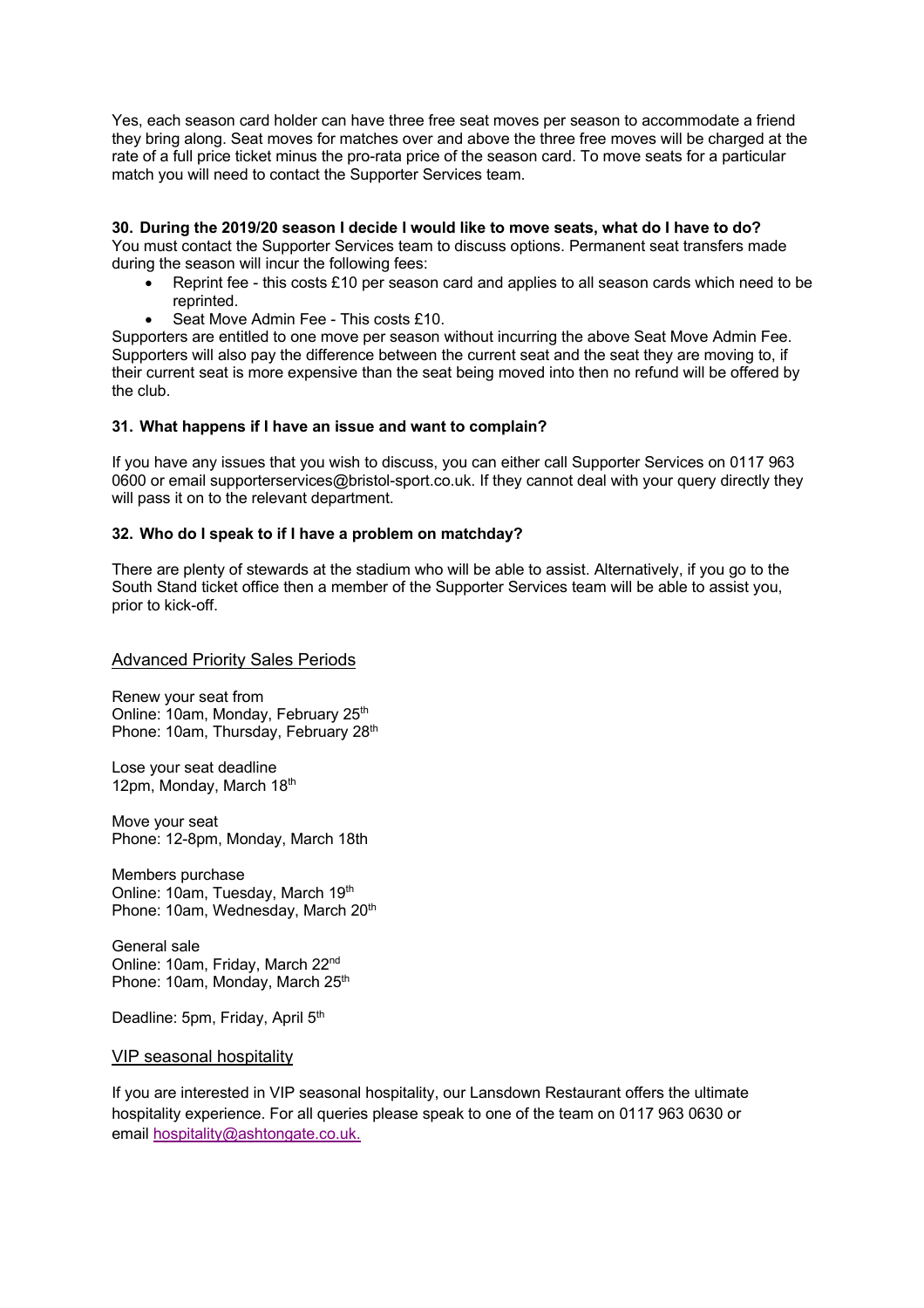Yes, each season card holder can have three free seat moves per season to accommodate a friend they bring along. Seat moves for matches over and above the three free moves will be charged at the rate of a full price ticket minus the pro-rata price of the season card. To move seats for a particular match you will need to contact the Supporter Services team.

**30. During the 2019/20 season I decide I would like to move seats, what do I have to do?**

You must contact the Supporter Services team to discuss options. Permanent seat transfers made during the season will incur the following fees:

- Reprint fee - this costs £10 per season card and applies to all season cards which need to be reprinted.
- Seat Move Admin Fee - This costs £10.

Supporters are entitled to one move per season without incurring the above Seat Move Admin Fee. Supporters will also pay the difference between the current seat and the seat they are moving to, if their current seat is more expensive than the seat being moved into then no refund will be offered by the club.

**31. What happens if I have an issue and want to complain?**

If you have any issues that you wish to discuss, you can either call Supporter Services on 0117 963 0600 or email supporterservices@bristol-sport.co.uk. If they cannot deal with your query directly they will pass it on to the relevant department.

**32. Who do I speak to if I have a problem on matchday?**

There are plenty of stewards at the stadium who will be able to assist. Alternatively, if you go to the South Stand ticket office then a member of the Supporter Services team will be able to assist you, prior to kick-off.

## Advanced Priority Sales Periods

Renew your seat from
Online: 10am, Monday, February 25th
Phone: 10am, Thursday, February 28th

Lose your seat deadline
12pm, Monday, March 18th

Move your seat
Phone: 12-8pm, Monday, March 18th

Members purchase
Online: 10am, Tuesday, March 19th
Phone: 10am, Wednesday, March 20th

General sale
Online: 10am, Friday, March 22nd
Phone: 10am, Monday, March 25th

Deadline: 5pm, Friday, April 5th

## VIP seasonal hospitality

If you are interested in VIP seasonal hospitality, our Lansdown Restaurant offers the ultimate hospitality experience. For all queries please speak to one of the team on 0117 963 0630 or email hospitality@ashtongate.co.uk.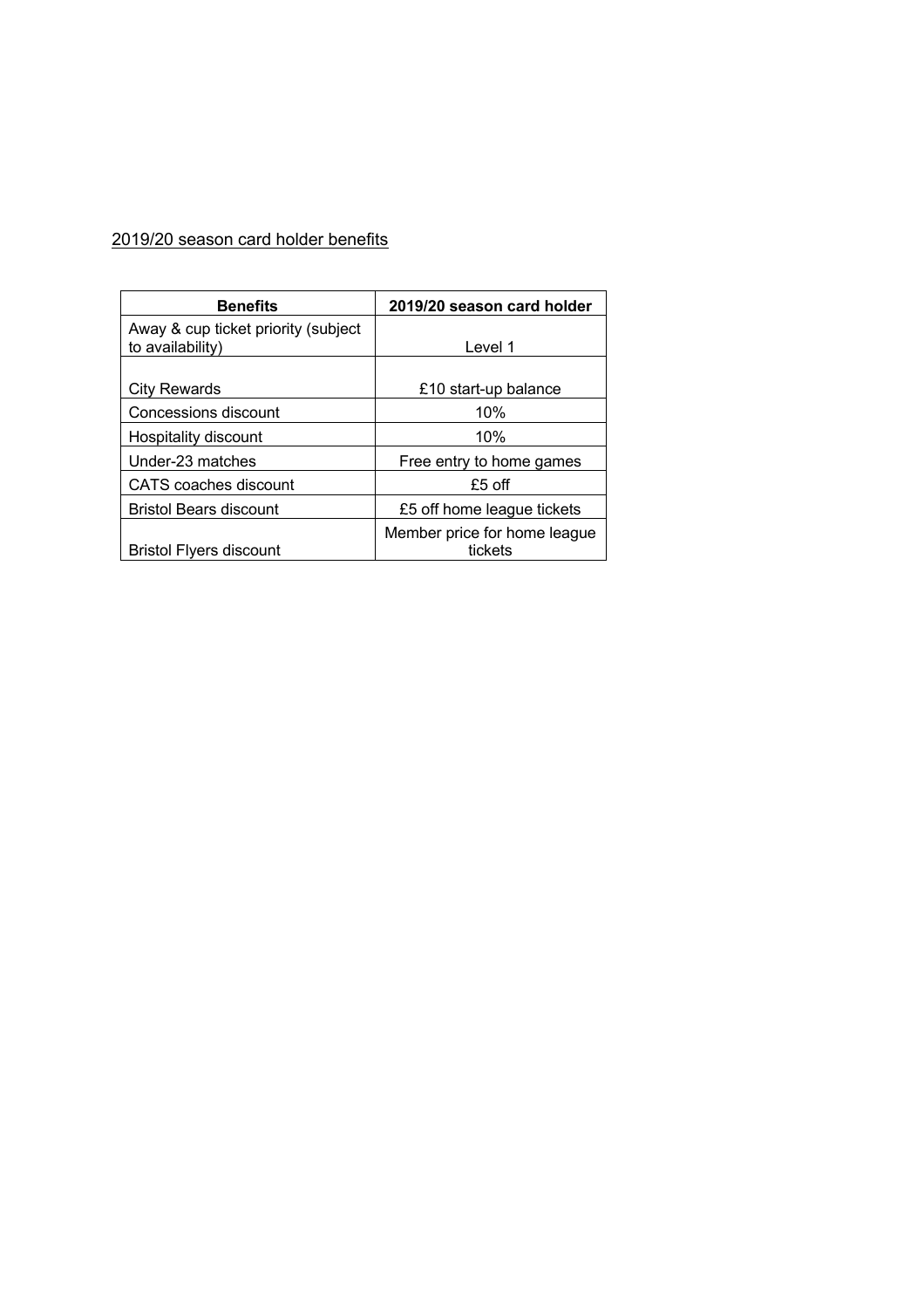2019/20 season card holder benefits

| Benefits | 2019/20 season card holder |
|---|---|
| Away & cup ticket priority (subject to availability) | Level 1 |
| City Rewards | £10 start-up balance |
| Concessions discount | 10% |
| Hospitality discount | 10% |
| Under-23 matches | Free entry to home games |
| CATS coaches discount | £5 off |
| Bristol Bears discount | £5 off home league tickets |
| Bristol Flyers discount | Member price for home league tickets |